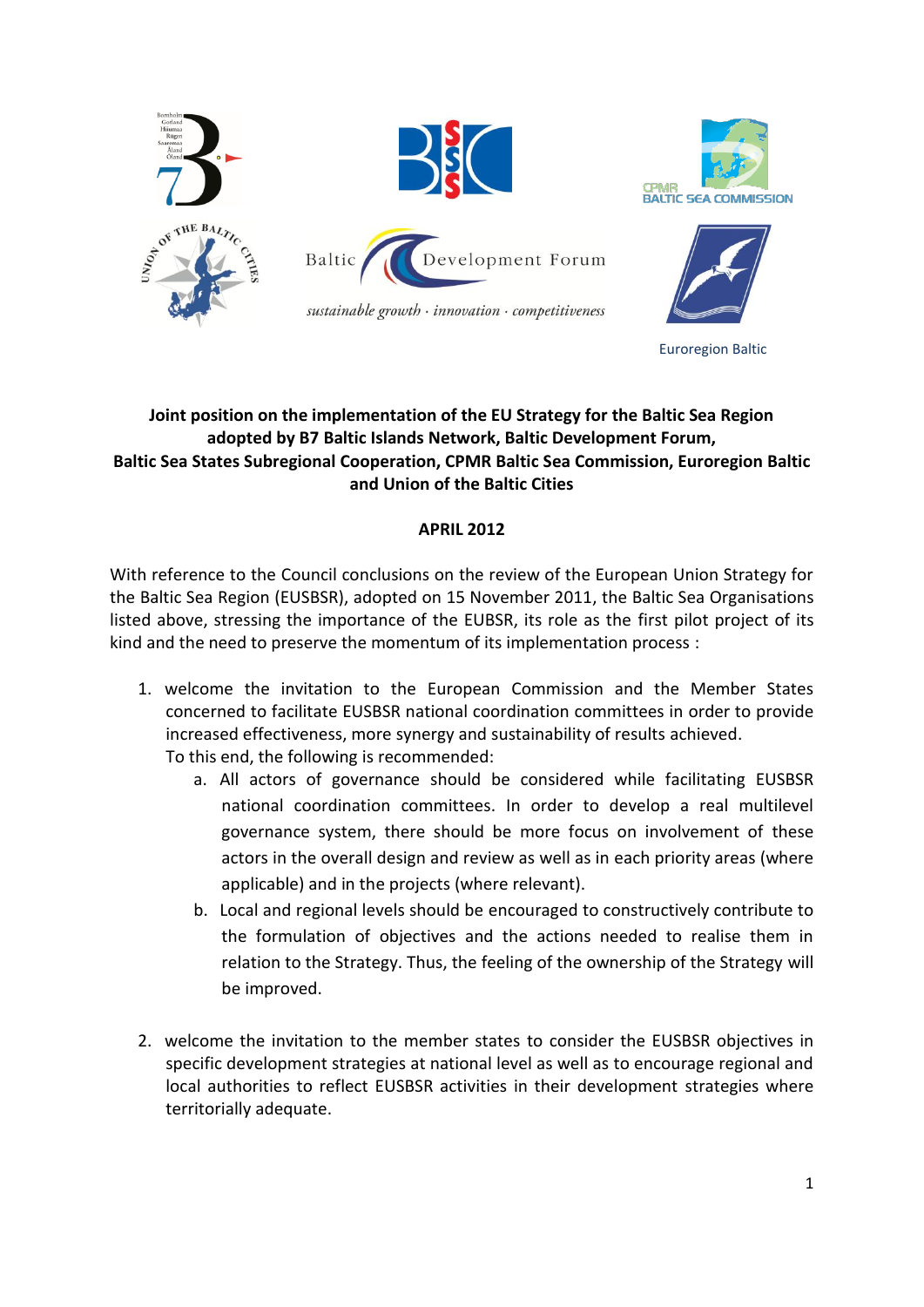**Joint position on the implementation of the EU Strategy for the Baltic Sea Region adopted by B7 Baltic Islands Network, Baltic Development Forum, Baltic Sea States Subregional Cooperation, CPMR Baltic Sea Commission, Euroregion Baltic and Union of the Baltic Cities**

**APRIL 2012**

With reference to the Council conclusions on the review of the European Union Strategy for the Baltic Sea Region (EUSBSR), adopted on 15 November 2011, the Baltic Sea Organisations listed above, stressing the importance of the EUBSR, its role as the first pilot project of its kind and the need to preserve the momentum of its implementation process :

1. welcome the invitation to the European Commission and the Member States concerned to facilitate EUSBSR national coordination committees in order to provide increased effectiveness, more synergy and sustainability of results achieved.
   To this end, the following is recommended:
   a. All actors of governance should be considered while facilitating EUSBSR national coordination committees. In order to develop a real multilevel governance system, there should be more focus on involvement of these actors in the overall design and review as well as in each priority areas (where applicable) and in the projects (where relevant).
   b. Local and regional levels should be encouraged to constructively contribute to the formulation of objectives and the actions needed to realise them in relation to the Strategy. Thus, the feeling of the ownership of the Strategy will be improved.

2. welcome the invitation to the member states to consider the EUSBSR objectives in specific development strategies at national level as well as to encourage regional and local authorities to reflect EUSBSR activities in their development strategies where territorially adequate.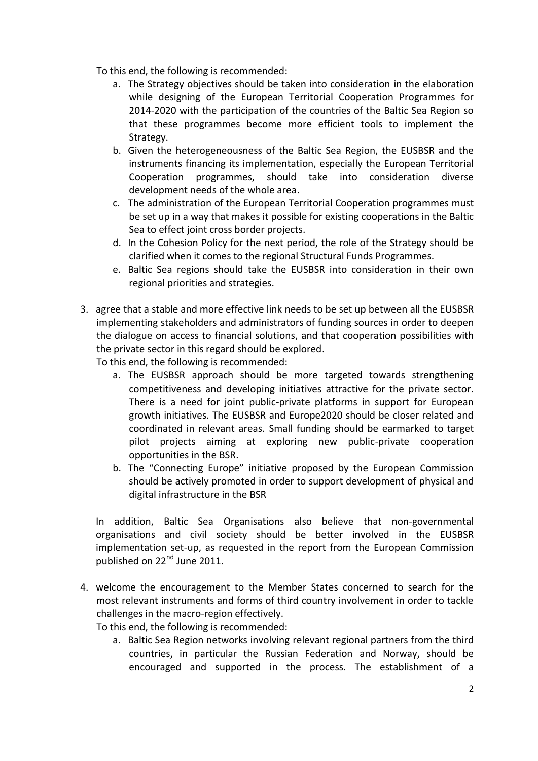To this end, the following is recommended:

   a. The Strategy objectives should be taken into consideration in the elaboration while designing of the European Territorial Cooperation Programmes for 2014-2020 with the participation of the countries of the Baltic Sea Region so that these programmes become more efficient tools to implement the Strategy.
   b. Given the heterogeneousness of the Baltic Sea Region, the EUSBSR and the instruments financing its implementation, especially the European Territorial Cooperation programmes, should take into consideration diverse development needs of the whole area.
   c. The administration of the European Territorial Cooperation programmes must be set up in a way that makes it possible for existing cooperations in the Baltic Sea to effect joint cross border projects.
   d. In the Cohesion Policy for the next period, the role of the Strategy should be clarified when it comes to the regional Structural Funds Programmes.
   e. Baltic Sea regions should take the EUSBSR into consideration in their own regional priorities and strategies.

3. agree that a stable and more effective link needs to be set up between all the EUSBSR implementing stakeholders and administrators of funding sources in order to deepen the dialogue on access to financial solutions, and that cooperation possibilities with the private sector in this regard should be explored.

   To this end, the following is recommended:

   a. The EUSBSR approach should be more targeted towards strengthening competitiveness and developing initiatives attractive for the private sector. There is a need for joint public-private platforms in support for European growth initiatives. The EUSBSR and Europe2020 should be closer related and coordinated in relevant areas. Small funding should be earmarked to target pilot projects aiming at exploring new public-private cooperation opportunities in the BSR.
   b. The "Connecting Europe" initiative proposed by the European Commission should be actively promoted in order to support development of physical and digital infrastructure in the BSR

   In addition, Baltic Sea Organisations also believe that non-governmental organisations and civil society should be better involved in the EUSBSR implementation set-up, as requested in the report from the European Commission published on 22nd June 2011.

4. welcome the encouragement to the Member States concerned to search for the most relevant instruments and forms of third country involvement in order to tackle challenges in the macro-region effectively.

   To this end, the following is recommended:

   a. Baltic Sea Region networks involving relevant regional partners from the third countries, in particular the Russian Federation and Norway, should be encouraged and supported in the process. The establishment of a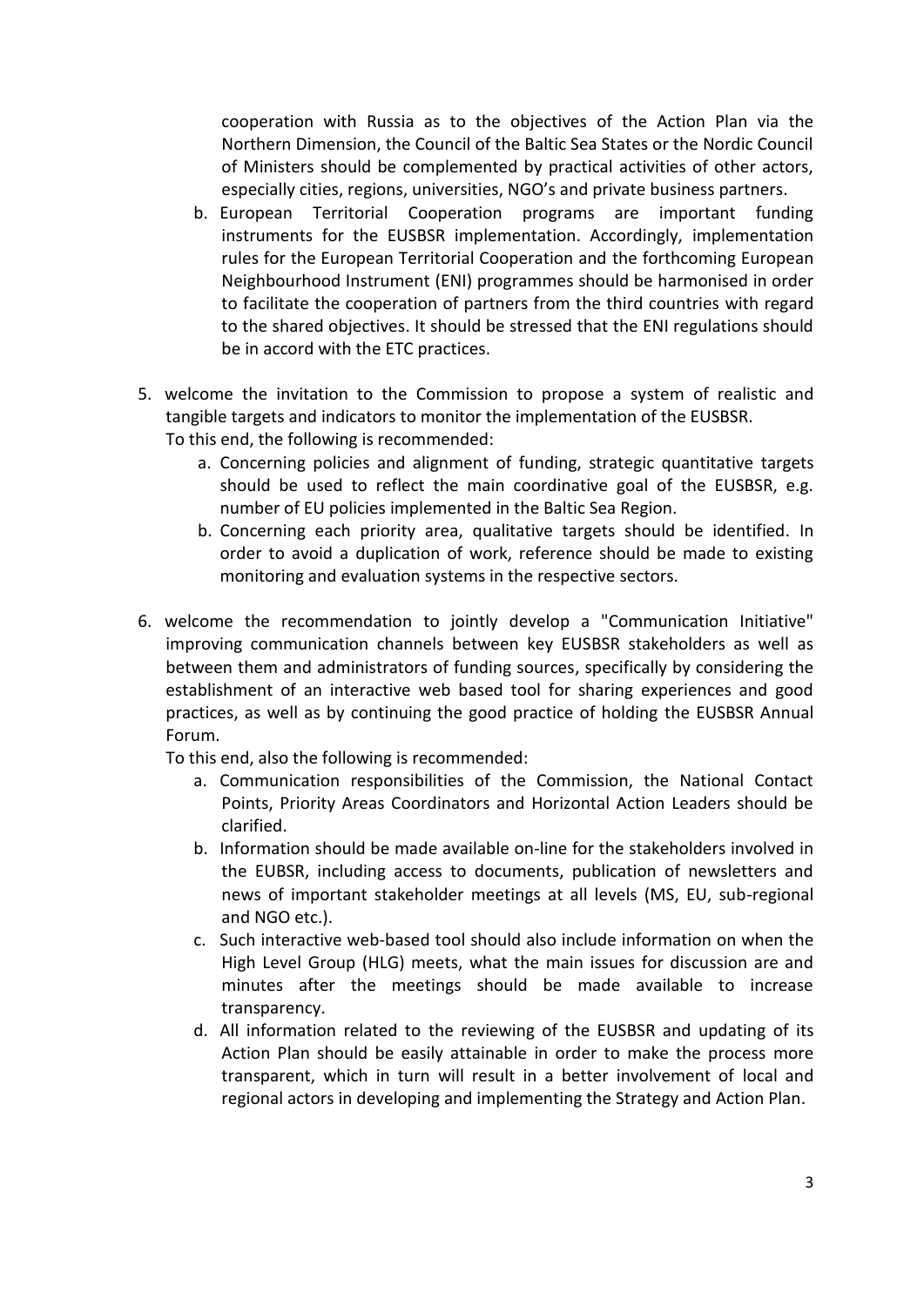cooperation with Russia as to the objectives of the Action Plan via the Northern Dimension, the Council of the Baltic Sea States or the Nordic Council of Ministers should be complemented by practical activities of other actors, especially cities, regions, universities, NGO's and private business partners.

   b. European Territorial Cooperation programs are important funding instruments for the EUSBSR implementation. Accordingly, implementation rules for the European Territorial Cooperation and the forthcoming European Neighbourhood Instrument (ENI) programmes should be harmonised in order to facilitate the cooperation of partners from the third countries with regard to the shared objectives. It should be stressed that the ENI regulations should be in accord with the ETC practices.

5. welcome the invitation to the Commission to propose a system of realistic and tangible targets and indicators to monitor the implementation of the EUSBSR.
   To this end, the following is recommended:
   a. Concerning policies and alignment of funding, strategic quantitative targets should be used to reflect the main coordinative goal of the EUSBSR, e.g. number of EU policies implemented in the Baltic Sea Region.
   b. Concerning each priority area, qualitative targets should be identified. In order to avoid a duplication of work, reference should be made to existing monitoring and evaluation systems in the respective sectors.

6. welcome the recommendation to jointly develop a "Communication Initiative" improving communication channels between key EUSBSR stakeholders as well as between them and administrators of funding sources, specifically by considering the establishment of an interactive web based tool for sharing experiences and good practices, as well as by continuing the good practice of holding the EUSBSR Annual Forum.
   To this end, also the following is recommended:
   a. Communication responsibilities of the Commission, the National Contact Points, Priority Areas Coordinators and Horizontal Action Leaders should be clarified.
   b. Information should be made available on-line for the stakeholders involved in the EUBSR, including access to documents, publication of newsletters and news of important stakeholder meetings at all levels (MS, EU, sub-regional and NGO etc.).
   c. Such interactive web-based tool should also include information on when the High Level Group (HLG) meets, what the main issues for discussion are and minutes after the meetings should be made available to increase transparency.
   d. All information related to the reviewing of the EUSBSR and updating of its Action Plan should be easily attainable in order to make the process more transparent, which in turn will result in a better involvement of local and regional actors in developing and implementing the Strategy and Action Plan.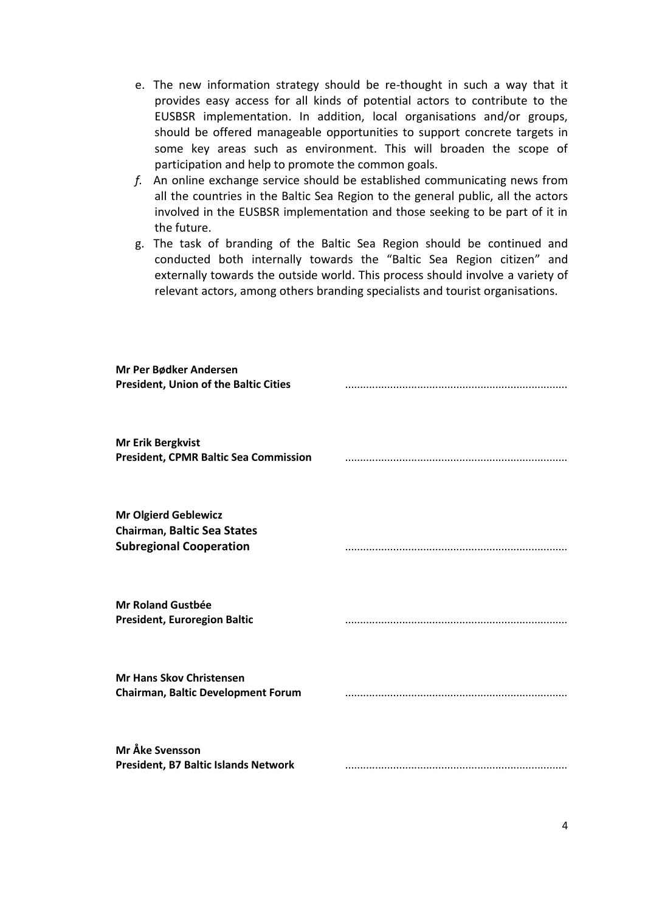e. The new information strategy should be re-thought in such a way that it provides easy access for all kinds of potential actors to contribute to the EUSBSR implementation. In addition, local organisations and/or groups, should be offered manageable opportunities to support concrete targets in some key areas such as environment. This will broaden the scope of participation and help to promote the common goals.

*f.* An online exchange service should be established communicating news from all the countries in the Baltic Sea Region to the general public, all the actors involved in the EUSBSR implementation and those seeking to be part of it in the future.

g. The task of branding of the Baltic Sea Region should be continued and conducted both internally towards the "Baltic Sea Region citizen" and externally towards the outside world. This process should involve a variety of relevant actors, among others branding specialists and tourist organisations.

**Mr Per Bødker Andersen**
**President, Union of the Baltic Cities** .........................................................................

**Mr Erik Bergkvist**
**President, CPMR Baltic Sea Commission** .........................................................................

**Mr Olgierd Geblewicz**
**Chairman, Baltic Sea States**
**Subregional Cooperation** .........................................................................

**Mr Roland Gustbée**
**President, Euroregion Baltic** .........................................................................

**Mr Hans Skov Christensen**
**Chairman, Baltic Development Forum** .........................................................................

**Mr Åke Svensson**
**President, B7 Baltic Islands Network** .........................................................................